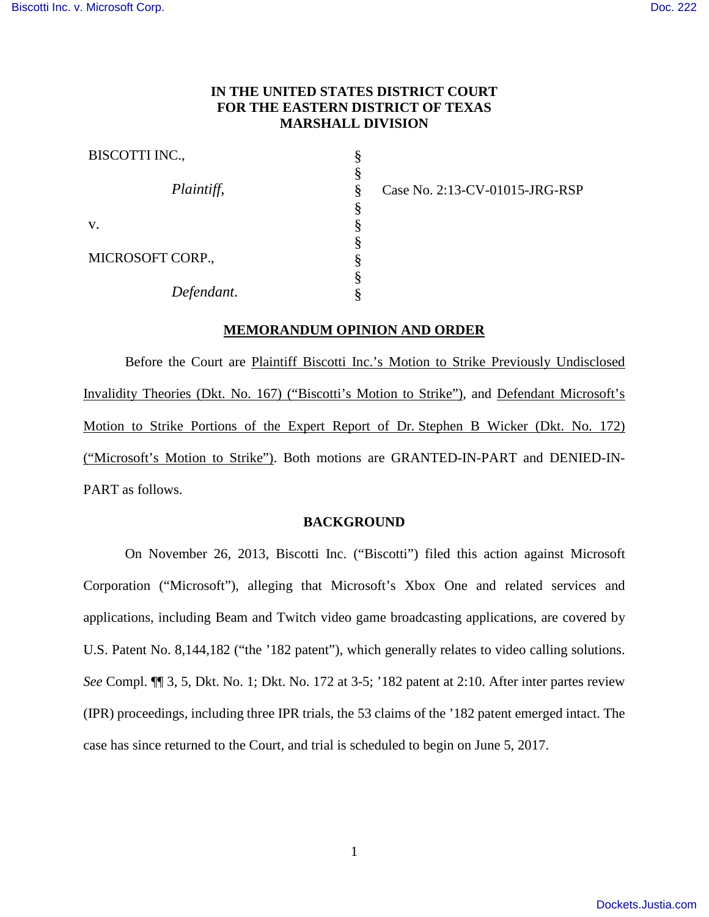**IN THE UNITED STATES DISTRICT COURT**
**FOR THE EASTERN DISTRICT OF TEXAS**
**MARSHALL DIVISION**

| | | |
|---|---|---|
| BISCOTTI INC., | § | |
| | § | |
| *Plaintiff*, | § | Case No. 2:13-CV-01015-JRG-RSP |
| | § | |
| v. | § | |
| | § | |
| MICROSOFT CORP., | § | |
| | § | |
| *Defendant*. | § | |

## MEMORANDUM OPINION AND ORDER

Before the Court are Plaintiff Biscotti Inc.'s Motion to Strike Previously Undisclosed Invalidity Theories (Dkt. No. 167) ("Biscotti's Motion to Strike"), and Defendant Microsoft's Motion to Strike Portions of the Expert Report of Dr. Stephen B Wicker (Dkt. No. 172) ("Microsoft's Motion to Strike"). Both motions are GRANTED-IN-PART and DENIED-IN-PART as follows.

## BACKGROUND

On November 26, 2013, Biscotti Inc. ("Biscotti") filed this action against Microsoft Corporation ("Microsoft"), alleging that Microsoft's Xbox One and related services and applications, including Beam and Twitch video game broadcasting applications, are covered by U.S. Patent No. 8,144,182 ("the '182 patent"), which generally relates to video calling solutions. *See* Compl. ¶¶ 3, 5, Dkt. No. 1; Dkt. No. 172 at 3-5; '182 patent at 2:10. After inter partes review (IPR) proceedings, including three IPR trials, the 53 claims of the '182 patent emerged intact. The case has since returned to the Court, and trial is scheduled to begin on June 5, 2017.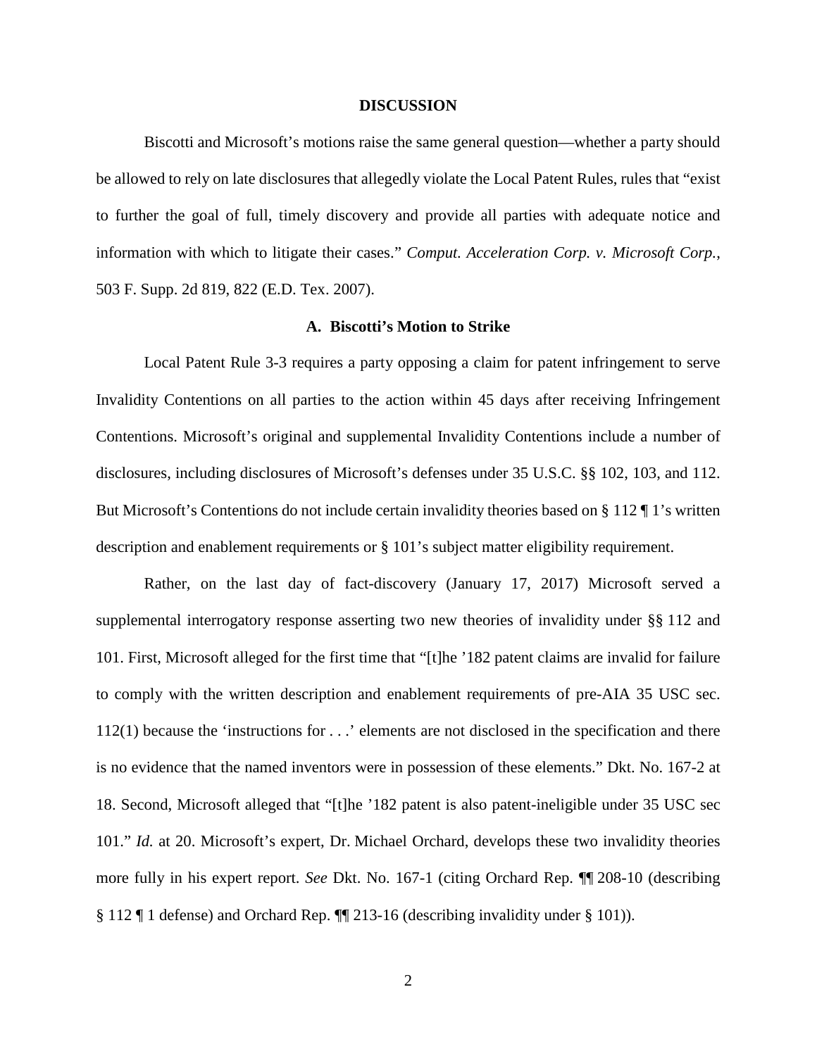## DISCUSSION

Biscotti and Microsoft's motions raise the same general question—whether a party should be allowed to rely on late disclosures that allegedly violate the Local Patent Rules, rules that "exist to further the goal of full, timely discovery and provide all parties with adequate notice and information with which to litigate their cases." *Comput. Acceleration Corp. v. Microsoft Corp.*, 503 F. Supp. 2d 819, 822 (E.D. Tex. 2007).

### A. Biscotti's Motion to Strike

Local Patent Rule 3-3 requires a party opposing a claim for patent infringement to serve Invalidity Contentions on all parties to the action within 45 days after receiving Infringement Contentions. Microsoft's original and supplemental Invalidity Contentions include a number of disclosures, including disclosures of Microsoft's defenses under 35 U.S.C. §§ 102, 103, and 112. But Microsoft's Contentions do not include certain invalidity theories based on § 112 ¶ 1's written description and enablement requirements or § 101's subject matter eligibility requirement.

Rather, on the last day of fact-discovery (January 17, 2017) Microsoft served a supplemental interrogatory response asserting two new theories of invalidity under §§ 112 and 101. First, Microsoft alleged for the first time that "[t]he '182 patent claims are invalid for failure to comply with the written description and enablement requirements of pre-AIA 35 USC sec. 112(1) because the 'instructions for . . .' elements are not disclosed in the specification and there is no evidence that the named inventors were in possession of these elements." Dkt. No. 167-2 at 18. Second, Microsoft alleged that "[t]he '182 patent is also patent-ineligible under 35 USC sec 101." *Id.* at 20. Microsoft's expert, Dr. Michael Orchard, develops these two invalidity theories more fully in his expert report. *See* Dkt. No. 167-1 (citing Orchard Rep. ¶¶ 208-10 (describing § 112 ¶ 1 defense) and Orchard Rep. ¶¶ 213-16 (describing invalidity under § 101)).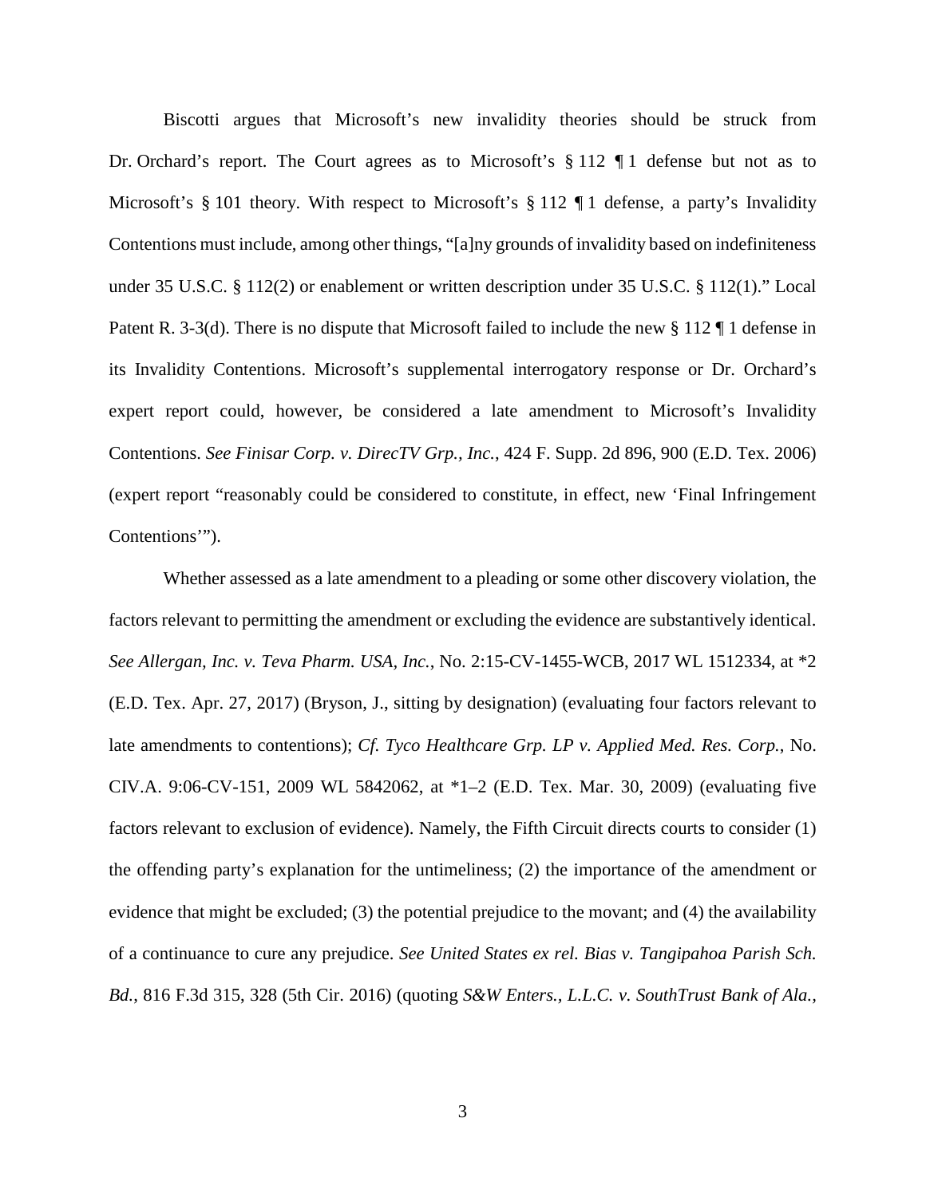Biscotti argues that Microsoft's new invalidity theories should be struck from Dr. Orchard's report. The Court agrees as to Microsoft's § 112 ¶ 1 defense but not as to Microsoft's § 101 theory. With respect to Microsoft's § 112 ¶ 1 defense, a party's Invalidity Contentions must include, among other things, "[a]ny grounds of invalidity based on indefiniteness under 35 U.S.C. § 112(2) or enablement or written description under 35 U.S.C. § 112(1)." Local Patent R. 3-3(d). There is no dispute that Microsoft failed to include the new § 112 ¶ 1 defense in its Invalidity Contentions. Microsoft's supplemental interrogatory response or Dr. Orchard's expert report could, however, be considered a late amendment to Microsoft's Invalidity Contentions. *See Finisar Corp. v. DirecTV Grp., Inc.*, 424 F. Supp. 2d 896, 900 (E.D. Tex. 2006) (expert report "reasonably could be considered to constitute, in effect, new 'Final Infringement Contentions'").

Whether assessed as a late amendment to a pleading or some other discovery violation, the factors relevant to permitting the amendment or excluding the evidence are substantively identical. *See Allergan, Inc. v. Teva Pharm. USA, Inc.*, No. 2:15-CV-1455-WCB, 2017 WL 1512334, at *2 (E.D. Tex. Apr. 27, 2017) (Bryson, J., sitting by designation) (evaluating four factors relevant to late amendments to contentions); *Cf. Tyco Healthcare Grp. LP v. Applied Med. Res. Corp.*, No. CIV.A. 9:06-CV-151, 2009 WL 5842062, at *1–2 (E.D. Tex. Mar. 30, 2009) (evaluating five factors relevant to exclusion of evidence). Namely, the Fifth Circuit directs courts to consider (1) the offending party's explanation for the untimeliness; (2) the importance of the amendment or evidence that might be excluded; (3) the potential prejudice to the movant; and (4) the availability of a continuance to cure any prejudice. *See United States ex rel. Bias v. Tangipahoa Parish Sch. Bd.*, 816 F.3d 315, 328 (5th Cir. 2016) (quoting *S&W Enters., L.L.C. v. SouthTrust Bank of Ala.,*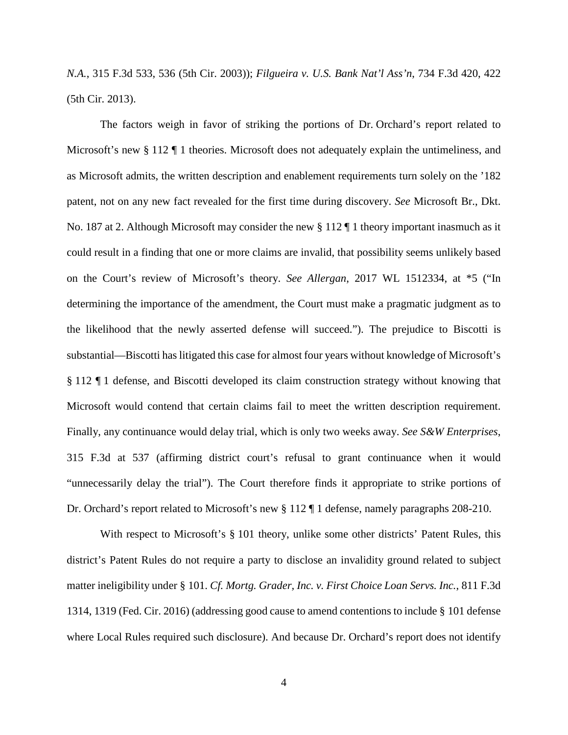*N.A.*, 315 F.3d 533, 536 (5th Cir. 2003)); *Filgueira v. U.S. Bank Nat'l Ass'n*, 734 F.3d 420, 422 (5th Cir. 2013).

The factors weigh in favor of striking the portions of Dr. Orchard's report related to Microsoft's new § 112 ¶ 1 theories. Microsoft does not adequately explain the untimeliness, and as Microsoft admits, the written description and enablement requirements turn solely on the '182 patent, not on any new fact revealed for the first time during discovery. *See* Microsoft Br., Dkt. No. 187 at 2. Although Microsoft may consider the new § 112 ¶ 1 theory important inasmuch as it could result in a finding that one or more claims are invalid, that possibility seems unlikely based on the Court's review of Microsoft's theory. *See Allergan*, 2017 WL 1512334, at *5 ("In determining the importance of the amendment, the Court must make a pragmatic judgment as to the likelihood that the newly asserted defense will succeed."). The prejudice to Biscotti is substantial—Biscotti has litigated this case for almost four years without knowledge of Microsoft's § 112 ¶ 1 defense, and Biscotti developed its claim construction strategy without knowing that Microsoft would contend that certain claims fail to meet the written description requirement. Finally, any continuance would delay trial, which is only two weeks away. *See S&W Enterprises*, 315 F.3d at 537 (affirming district court's refusal to grant continuance when it would "unnecessarily delay the trial"). The Court therefore finds it appropriate to strike portions of Dr. Orchard's report related to Microsoft's new § 112 ¶ 1 defense, namely paragraphs 208-210.

With respect to Microsoft's § 101 theory, unlike some other districts' Patent Rules, this district's Patent Rules do not require a party to disclose an invalidity ground related to subject matter ineligibility under § 101. *Cf. Mortg. Grader, Inc. v. First Choice Loan Servs. Inc.*, 811 F.3d 1314, 1319 (Fed. Cir. 2016) (addressing good cause to amend contentions to include § 101 defense where Local Rules required such disclosure). And because Dr. Orchard's report does not identify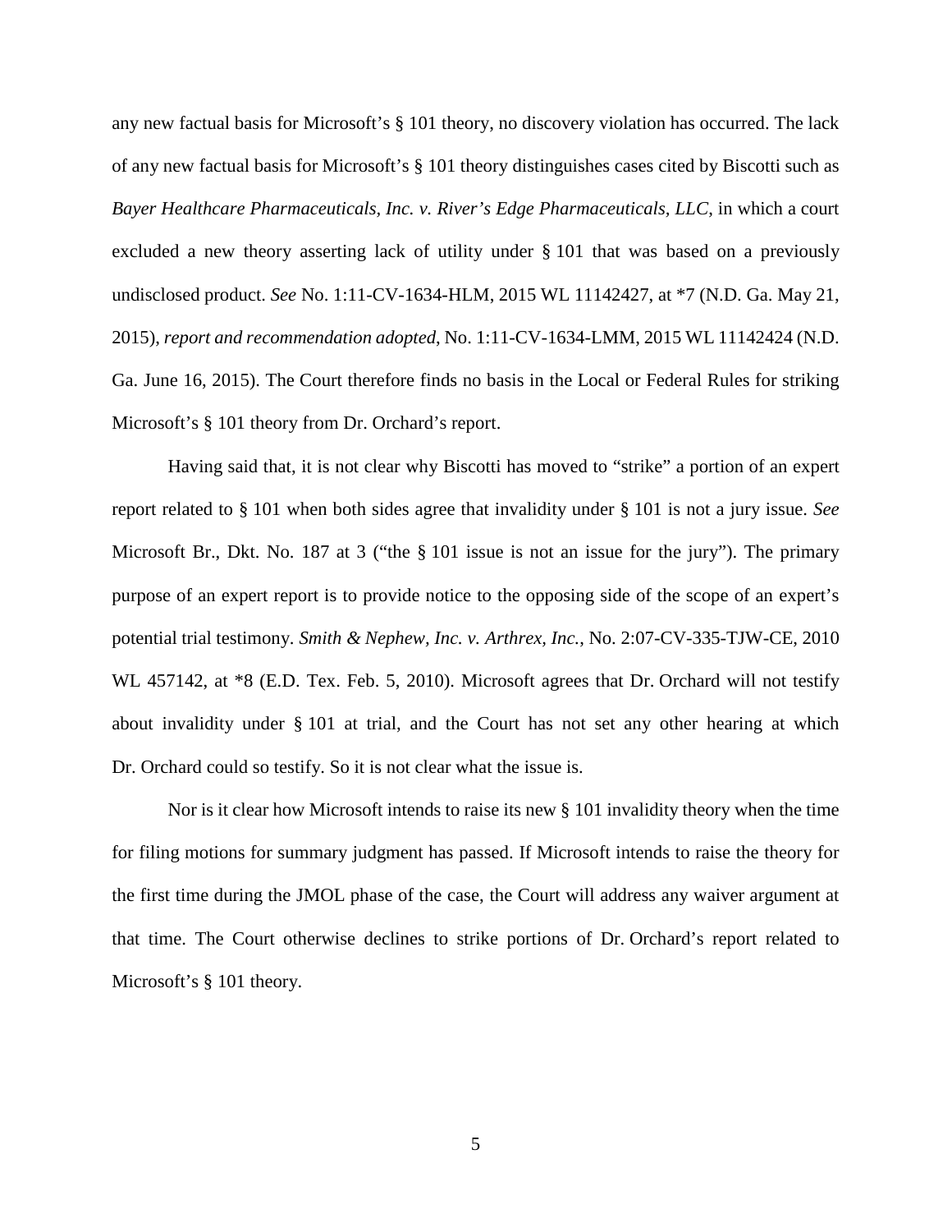any new factual basis for Microsoft's § 101 theory, no discovery violation has occurred. The lack of any new factual basis for Microsoft's § 101 theory distinguishes cases cited by Biscotti such as *Bayer Healthcare Pharmaceuticals, Inc. v. River's Edge Pharmaceuticals, LLC*, in which a court excluded a new theory asserting lack of utility under § 101 that was based on a previously undisclosed product. *See* No. 1:11-CV-1634-HLM, 2015 WL 11142427, at *7 (N.D. Ga. May 21, 2015), *report and recommendation adopted*, No. 1:11-CV-1634-LMM, 2015 WL 11142424 (N.D. Ga. June 16, 2015). The Court therefore finds no basis in the Local or Federal Rules for striking Microsoft's § 101 theory from Dr. Orchard's report.

Having said that, it is not clear why Biscotti has moved to "strike" a portion of an expert report related to § 101 when both sides agree that invalidity under § 101 is not a jury issue. *See* Microsoft Br., Dkt. No. 187 at 3 ("the § 101 issue is not an issue for the jury"). The primary purpose of an expert report is to provide notice to the opposing side of the scope of an expert's potential trial testimony. *Smith & Nephew, Inc. v. Arthrex, Inc.*, No. 2:07-CV-335-TJW-CE, 2010 WL 457142, at *8 (E.D. Tex. Feb. 5, 2010). Microsoft agrees that Dr. Orchard will not testify about invalidity under § 101 at trial, and the Court has not set any other hearing at which Dr. Orchard could so testify. So it is not clear what the issue is.

Nor is it clear how Microsoft intends to raise its new § 101 invalidity theory when the time for filing motions for summary judgment has passed. If Microsoft intends to raise the theory for the first time during the JMOL phase of the case, the Court will address any waiver argument at that time. The Court otherwise declines to strike portions of Dr. Orchard's report related to Microsoft's § 101 theory.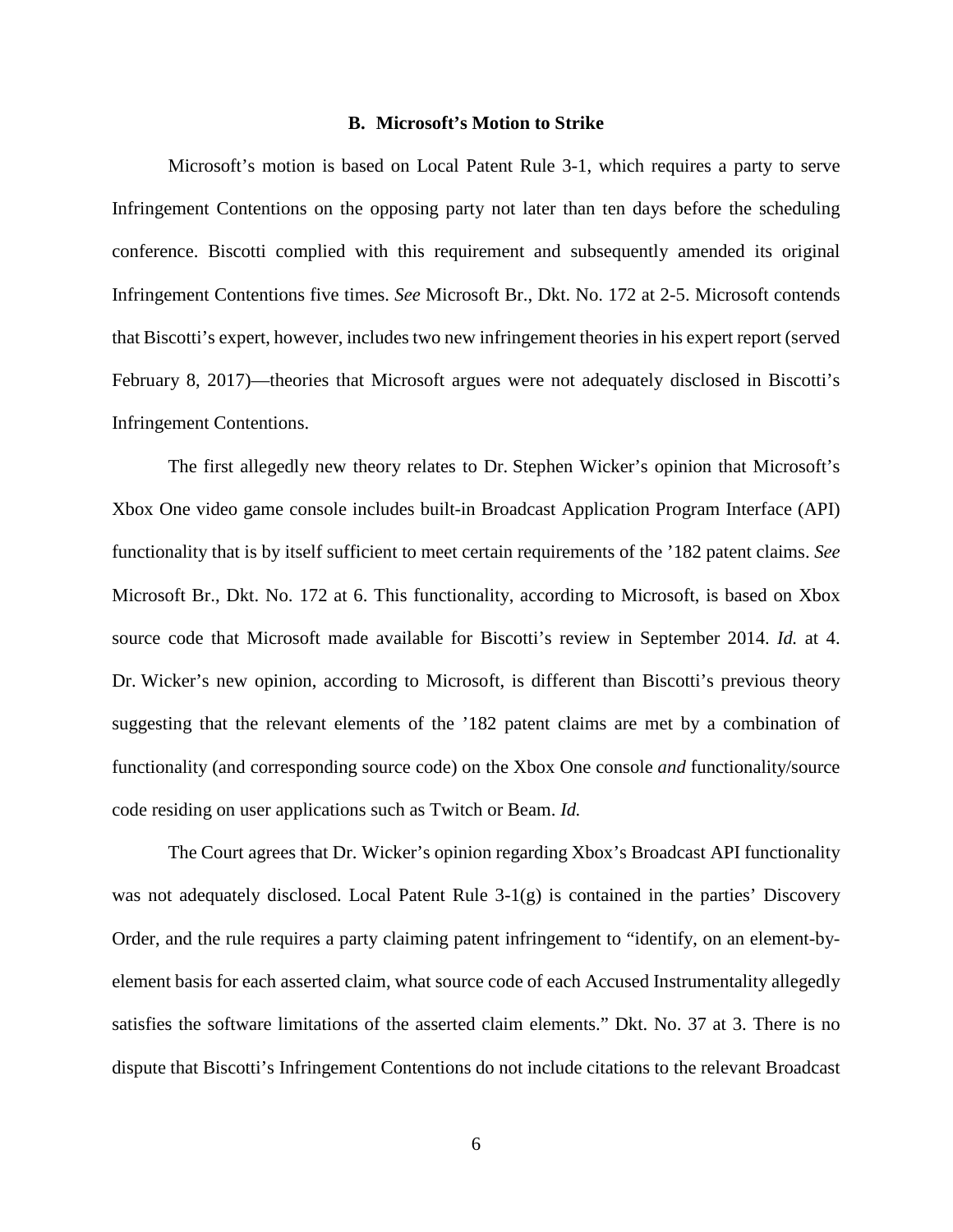### B. Microsoft's Motion to Strike

Microsoft's motion is based on Local Patent Rule 3-1, which requires a party to serve Infringement Contentions on the opposing party not later than ten days before the scheduling conference. Biscotti complied with this requirement and subsequently amended its original Infringement Contentions five times. *See* Microsoft Br., Dkt. No. 172 at 2-5. Microsoft contends that Biscotti's expert, however, includes two new infringement theories in his expert report (served February 8, 2017)—theories that Microsoft argues were not adequately disclosed in Biscotti's Infringement Contentions.

The first allegedly new theory relates to Dr. Stephen Wicker's opinion that Microsoft's Xbox One video game console includes built-in Broadcast Application Program Interface (API) functionality that is by itself sufficient to meet certain requirements of the '182 patent claims. *See* Microsoft Br., Dkt. No. 172 at 6. This functionality, according to Microsoft, is based on Xbox source code that Microsoft made available for Biscotti's review in September 2014. *Id.* at 4. Dr. Wicker's new opinion, according to Microsoft, is different than Biscotti's previous theory suggesting that the relevant elements of the '182 patent claims are met by a combination of functionality (and corresponding source code) on the Xbox One console *and* functionality/source code residing on user applications such as Twitch or Beam. *Id.*

The Court agrees that Dr. Wicker's opinion regarding Xbox's Broadcast API functionality was not adequately disclosed. Local Patent Rule 3-1(g) is contained in the parties' Discovery Order, and the rule requires a party claiming patent infringement to "identify, on an element-by-element basis for each asserted claim, what source code of each Accused Instrumentality allegedly satisfies the software limitations of the asserted claim elements." Dkt. No. 37 at 3. There is no dispute that Biscotti's Infringement Contentions do not include citations to the relevant Broadcast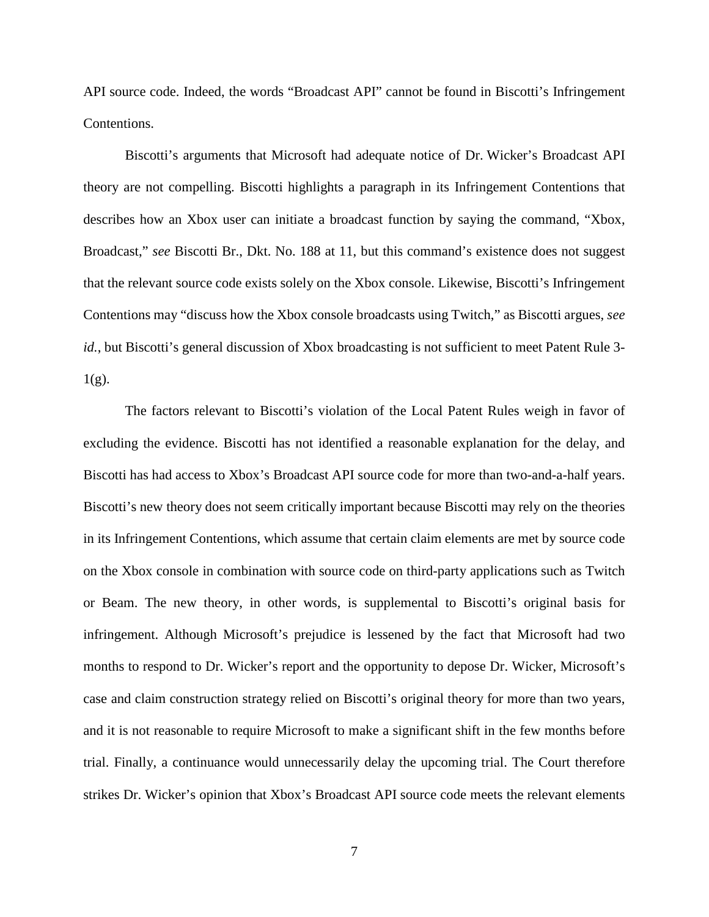API source code. Indeed, the words "Broadcast API" cannot be found in Biscotti's Infringement Contentions.

Biscotti's arguments that Microsoft had adequate notice of Dr. Wicker's Broadcast API theory are not compelling. Biscotti highlights a paragraph in its Infringement Contentions that describes how an Xbox user can initiate a broadcast function by saying the command, "Xbox, Broadcast," *see* Biscotti Br., Dkt. No. 188 at 11, but this command's existence does not suggest that the relevant source code exists solely on the Xbox console. Likewise, Biscotti's Infringement Contentions may "discuss how the Xbox console broadcasts using Twitch," as Biscotti argues, *see id.*, but Biscotti's general discussion of Xbox broadcasting is not sufficient to meet Patent Rule 3-1(g).

The factors relevant to Biscotti's violation of the Local Patent Rules weigh in favor of excluding the evidence. Biscotti has not identified a reasonable explanation for the delay, and Biscotti has had access to Xbox's Broadcast API source code for more than two-and-a-half years. Biscotti's new theory does not seem critically important because Biscotti may rely on the theories in its Infringement Contentions, which assume that certain claim elements are met by source code on the Xbox console in combination with source code on third-party applications such as Twitch or Beam. The new theory, in other words, is supplemental to Biscotti's original basis for infringement. Although Microsoft's prejudice is lessened by the fact that Microsoft had two months to respond to Dr. Wicker's report and the opportunity to depose Dr. Wicker, Microsoft's case and claim construction strategy relied on Biscotti's original theory for more than two years, and it is not reasonable to require Microsoft to make a significant shift in the few months before trial. Finally, a continuance would unnecessarily delay the upcoming trial. The Court therefore strikes Dr. Wicker's opinion that Xbox's Broadcast API source code meets the relevant elements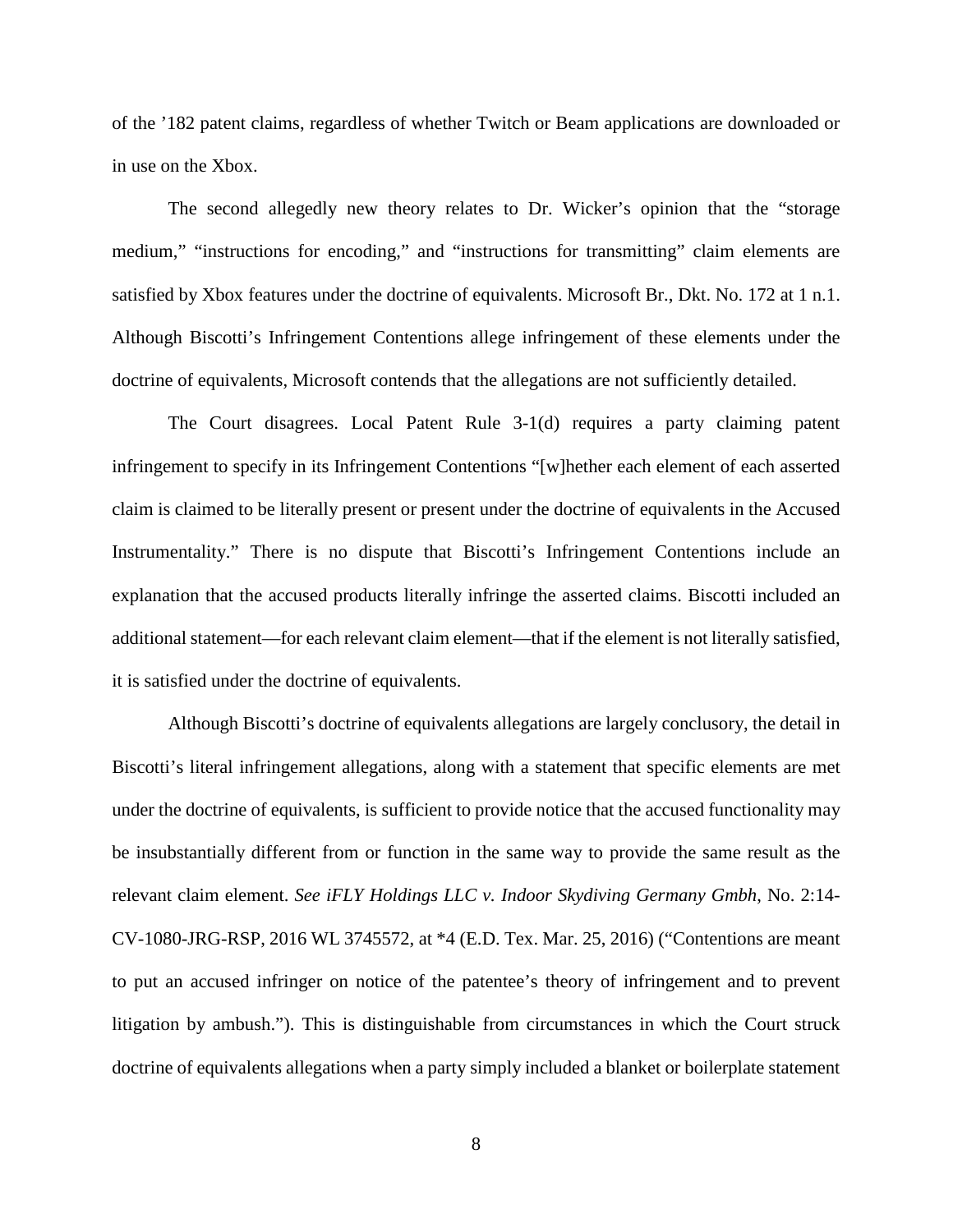of the ’182 patent claims, regardless of whether Twitch or Beam applications are downloaded or in use on the Xbox.

The second allegedly new theory relates to Dr. Wicker’s opinion that the “storage medium,” “instructions for encoding,” and “instructions for transmitting” claim elements are satisfied by Xbox features under the doctrine of equivalents. Microsoft Br., Dkt. No. 172 at 1 n.1. Although Biscotti’s Infringement Contentions allege infringement of these elements under the doctrine of equivalents, Microsoft contends that the allegations are not sufficiently detailed.

The Court disagrees. Local Patent Rule 3-1(d) requires a party claiming patent infringement to specify in its Infringement Contentions “[w]hether each element of each asserted claim is claimed to be literally present or present under the doctrine of equivalents in the Accused Instrumentality.” There is no dispute that Biscotti’s Infringement Contentions include an explanation that the accused products literally infringe the asserted claims. Biscotti included an additional statement—for each relevant claim element—that if the element is not literally satisfied, it is satisfied under the doctrine of equivalents.

Although Biscotti’s doctrine of equivalents allegations are largely conclusory, the detail in Biscotti’s literal infringement allegations, along with a statement that specific elements are met under the doctrine of equivalents, is sufficient to provide notice that the accused functionality may be insubstantially different from or function in the same way to provide the same result as the relevant claim element. *See iFLY Holdings LLC v. Indoor Skydiving Germany Gmbh*, No. 2:14-CV-1080-JRG-RSP, 2016 WL 3745572, at *4 (E.D. Tex. Mar. 25, 2016) (“Contentions are meant to put an accused infringer on notice of the patentee’s theory of infringement and to prevent litigation by ambush.”). This is distinguishable from circumstances in which the Court struck doctrine of equivalents allegations when a party simply included a blanket or boilerplate statement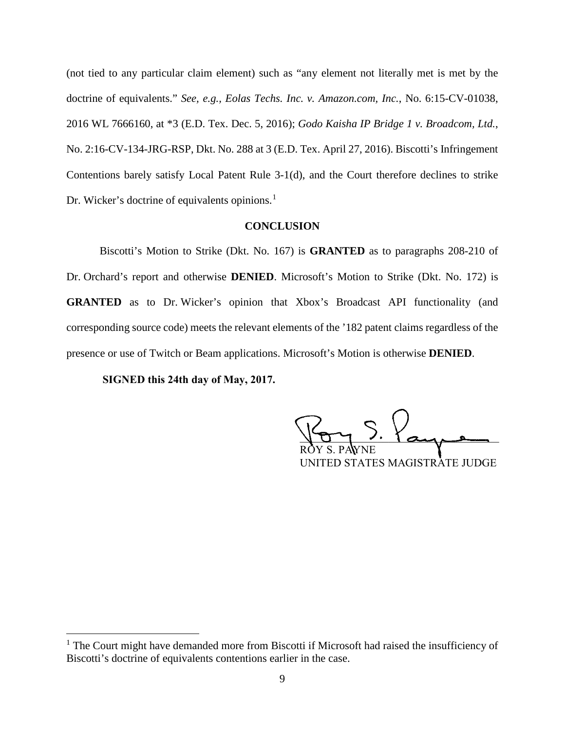(not tied to any particular claim element) such as "any element not literally met is met by the doctrine of equivalents." *See, e.g.*, *Eolas Techs. Inc. v. Amazon.com, Inc.*, No. 6:15-CV-01038, 2016 WL 7666160, at *3 (E.D. Tex. Dec. 5, 2016); *Godo Kaisha IP Bridge 1 v. Broadcom, Ltd.*, No. 2:16-CV-134-JRG-RSP, Dkt. No. 288 at 3 (E.D. Tex. April 27, 2016). Biscotti's Infringement Contentions barely satisfy Local Patent Rule 3-1(d), and the Court therefore declines to strike Dr. Wicker's doctrine of equivalents opinions.[1]

## CONCLUSION

Biscotti's Motion to Strike (Dkt. No. 167) is **GRANTED** as to paragraphs 208-210 of Dr. Orchard's report and otherwise **DENIED**. Microsoft's Motion to Strike (Dkt. No. 172) is **GRANTED** as to Dr. Wicker's opinion that Xbox's Broadcast API functionality (and corresponding source code) meets the relevant elements of the '182 patent claims regardless of the presence or use of Twitch or Beam applications. Microsoft's Motion is otherwise **DENIED**.

**SIGNED this 24th day of May, 2017.**

ROY S. PAYNE
UNITED STATES MAGISTRATE JUDGE

[1] The Court might have demanded more from Biscotti if Microsoft had raised the insufficiency of Biscotti's doctrine of equivalents contentions earlier in the case.